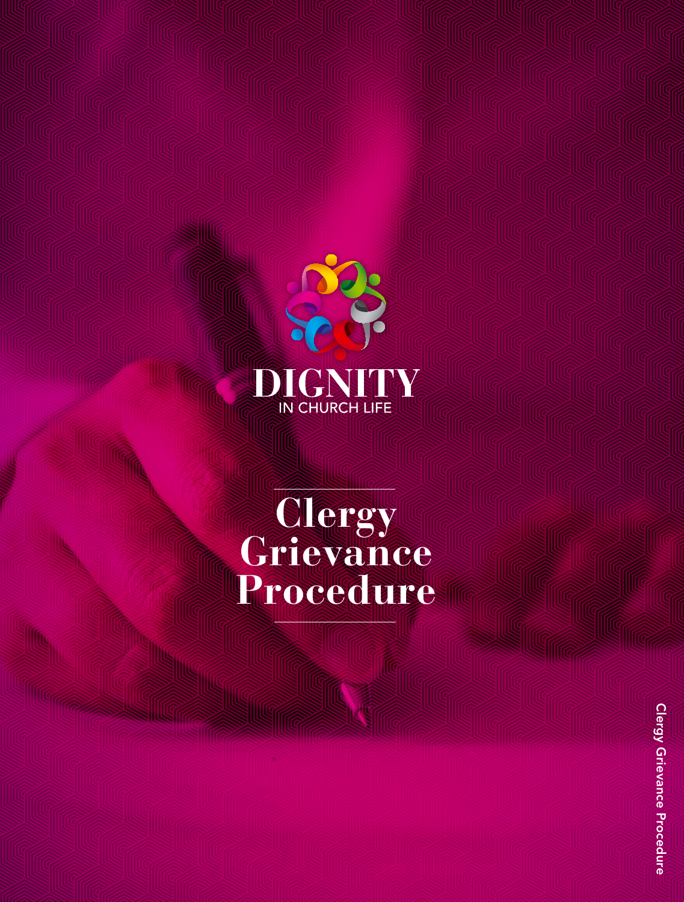DIGNITY
IN CHURCH LIFE

# Clergy Grievance Procedure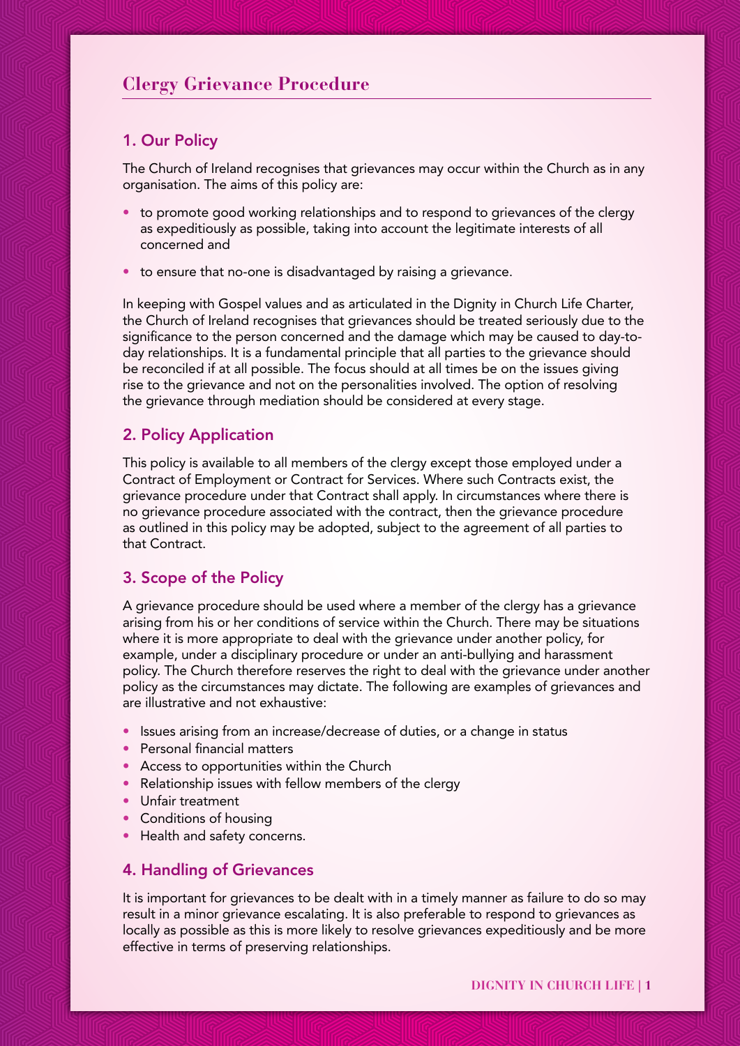## Clergy Grievance Procedure

### 1. Our Policy

The Church of Ireland recognises that grievances may occur within the Church as in any organisation. The aims of this policy are:

- to promote good working relationships and to respond to grievances of the clergy as expeditiously as possible, taking into account the legitimate interests of all concerned and
- to ensure that no-one is disadvantaged by raising a grievance.

In keeping with Gospel values and as articulated in the Dignity in Church Life Charter, the Church of Ireland recognises that grievances should be treated seriously due to the significance to the person concerned and the damage which may be caused to day-to-day relationships. It is a fundamental principle that all parties to the grievance should be reconciled if at all possible. The focus should at all times be on the issues giving rise to the grievance and not on the personalities involved. The option of resolving the grievance through mediation should be considered at every stage.

### 2. Policy Application

This policy is available to all members of the clergy except those employed under a Contract of Employment or Contract for Services. Where such Contracts exist, the grievance procedure under that Contract shall apply. In circumstances where there is no grievance procedure associated with the contract, then the grievance procedure as outlined in this policy may be adopted, subject to the agreement of all parties to that Contract.

### 3. Scope of the Policy

A grievance procedure should be used where a member of the clergy has a grievance arising from his or her conditions of service within the Church. There may be situations where it is more appropriate to deal with the grievance under another policy, for example, under a disciplinary procedure or under an anti-bullying and harassment policy. The Church therefore reserves the right to deal with the grievance under another policy as the circumstances may dictate. The following are examples of grievances and are illustrative and not exhaustive:

- Issues arising from an increase/decrease of duties, or a change in status
- Personal financial matters
- Access to opportunities within the Church
- Relationship issues with fellow members of the clergy
- Unfair treatment
- Conditions of housing
- Health and safety concerns.

### 4. Handling of Grievances

It is important for grievances to be dealt with in a timely manner as failure to do so may result in a minor grievance escalating. It is also preferable to respond to grievances as locally as possible as this is more likely to resolve grievances expeditiously and be more effective in terms of preserving relationships.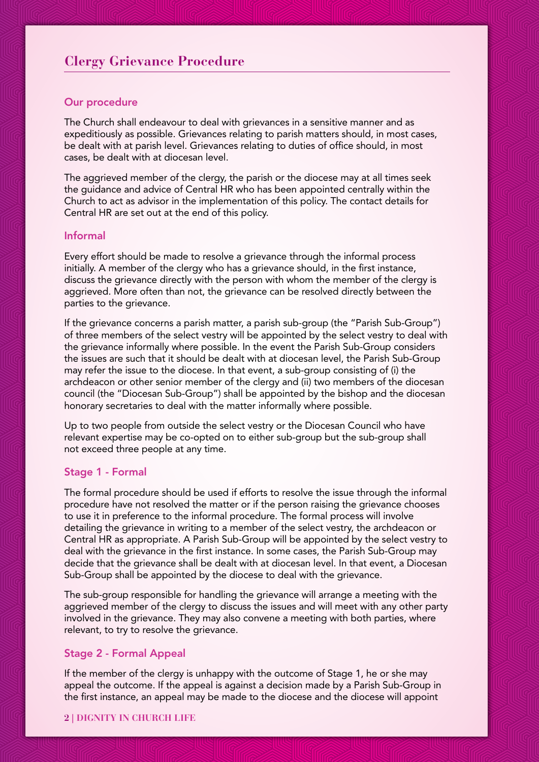## Clergy Grievance Procedure

### Our procedure

The Church shall endeavour to deal with grievances in a sensitive manner and as expeditiously as possible. Grievances relating to parish matters should, in most cases, be dealt with at parish level. Grievances relating to duties of office should, in most cases, be dealt with at diocesan level.

The aggrieved member of the clergy, the parish or the diocese may at all times seek the guidance and advice of Central HR who has been appointed centrally within the Church to act as advisor in the implementation of this policy. The contact details for Central HR are set out at the end of this policy.

### Informal

Every effort should be made to resolve a grievance through the informal process initially. A member of the clergy who has a grievance should, in the first instance, discuss the grievance directly with the person with whom the member of the clergy is aggrieved. More often than not, the grievance can be resolved directly between the parties to the grievance.

If the grievance concerns a parish matter, a parish sub-group (the "Parish Sub-Group") of three members of the select vestry will be appointed by the select vestry to deal with the grievance informally where possible. In the event the Parish Sub-Group considers the issues are such that it should be dealt with at diocesan level, the Parish Sub-Group may refer the issue to the diocese. In that event, a sub-group consisting of (i) the archdeacon or other senior member of the clergy and (ii) two members of the diocesan council (the "Diocesan Sub-Group") shall be appointed by the bishop and the diocesan honorary secretaries to deal with the matter informally where possible.

Up to two people from outside the select vestry or the Diocesan Council who have relevant expertise may be co-opted on to either sub-group but the sub-group shall not exceed three people at any time.

### Stage 1 - Formal

The formal procedure should be used if efforts to resolve the issue through the informal procedure have not resolved the matter or if the person raising the grievance chooses to use it in preference to the informal procedure. The formal process will involve detailing the grievance in writing to a member of the select vestry, the archdeacon or Central HR as appropriate. A Parish Sub-Group will be appointed by the select vestry to deal with the grievance in the first instance. In some cases, the Parish Sub-Group may decide that the grievance shall be dealt with at diocesan level. In that event, a Diocesan Sub-Group shall be appointed by the diocese to deal with the grievance.

The sub-group responsible for handling the grievance will arrange a meeting with the aggrieved member of the clergy to discuss the issues and will meet with any other party involved in the grievance. They may also convene a meeting with both parties, where relevant, to try to resolve the grievance.

### Stage 2 - Formal Appeal

If the member of the clergy is unhappy with the outcome of Stage 1, he or she may appeal the outcome. If the appeal is against a decision made by a Parish Sub-Group in the first instance, an appeal may be made to the diocese and the diocese will appoint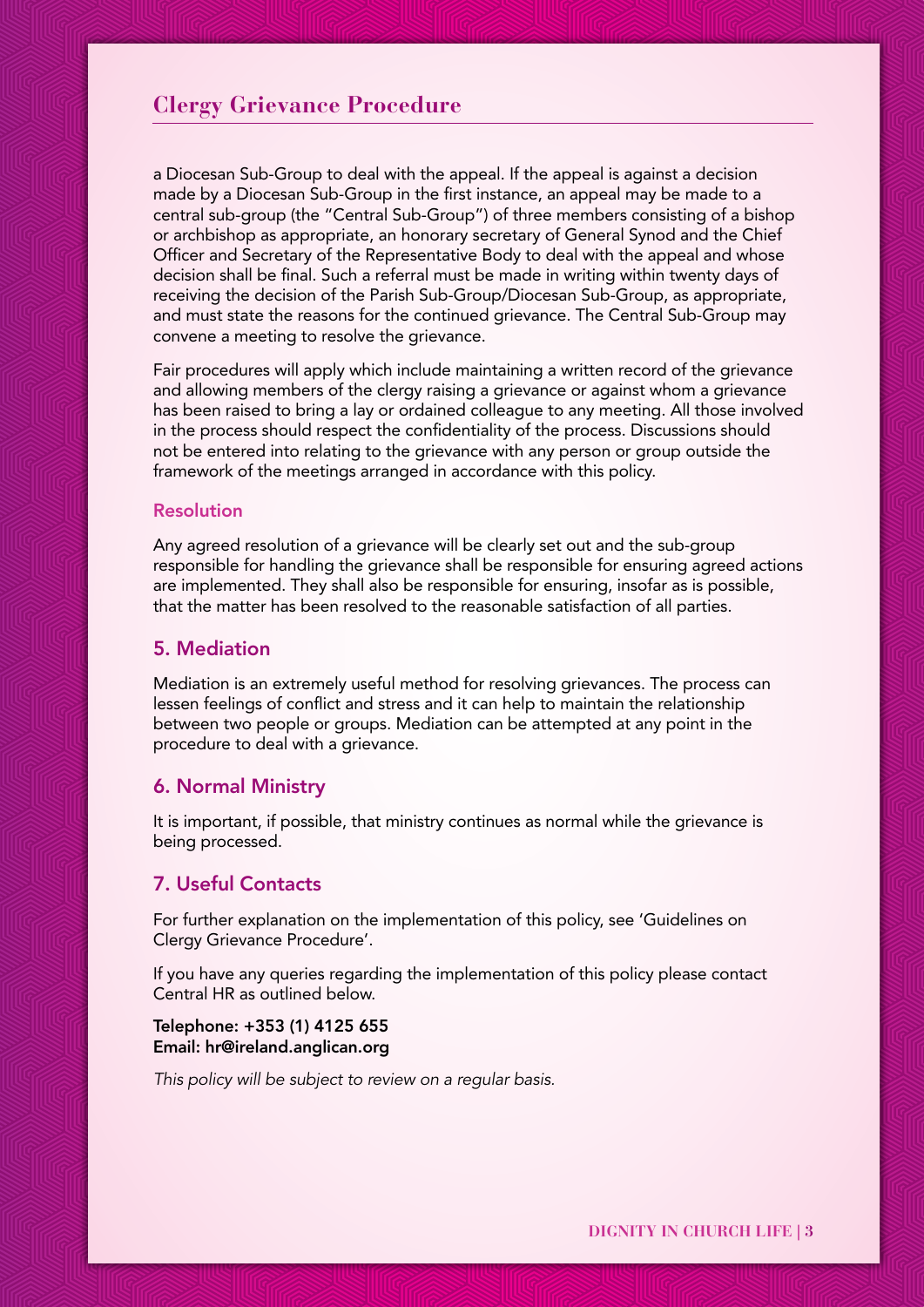a Diocesan Sub-Group to deal with the appeal. If the appeal is against a decision made by a Diocesan Sub-Group in the first instance, an appeal may be made to a central sub-group (the "Central Sub-Group") of three members consisting of a bishop or archbishop as appropriate, an honorary secretary of General Synod and the Chief Officer and Secretary of the Representative Body to deal with the appeal and whose decision shall be final. Such a referral must be made in writing within twenty days of receiving the decision of the Parish Sub-Group/Diocesan Sub-Group, as appropriate, and must state the reasons for the continued grievance. The Central Sub-Group may convene a meeting to resolve the grievance.

Fair procedures will apply which include maintaining a written record of the grievance and allowing members of the clergy raising a grievance or against whom a grievance has been raised to bring a lay or ordained colleague to any meeting. All those involved in the process should respect the confidentiality of the process. Discussions should not be entered into relating to the grievance with any person or group outside the framework of the meetings arranged in accordance with this policy.

### Resolution

Any agreed resolution of a grievance will be clearly set out and the sub-group responsible for handling the grievance shall be responsible for ensuring agreed actions are implemented. They shall also be responsible for ensuring, insofar as is possible, that the matter has been resolved to the reasonable satisfaction of all parties.

## 5. Mediation

Mediation is an extremely useful method for resolving grievances. The process can lessen feelings of conflict and stress and it can help to maintain the relationship between two people or groups. Mediation can be attempted at any point in the procedure to deal with a grievance.

## 6. Normal Ministry

It is important, if possible, that ministry continues as normal while the grievance is being processed.

## 7. Useful Contacts

For further explanation on the implementation of this policy, see 'Guidelines on Clergy Grievance Procedure'.

If you have any queries regarding the implementation of this policy please contact Central HR as outlined below.

**Telephone: +353 (1) 4125 655**
**Email: hr@ireland.anglican.org**

*This policy will be subject to review on a regular basis.*